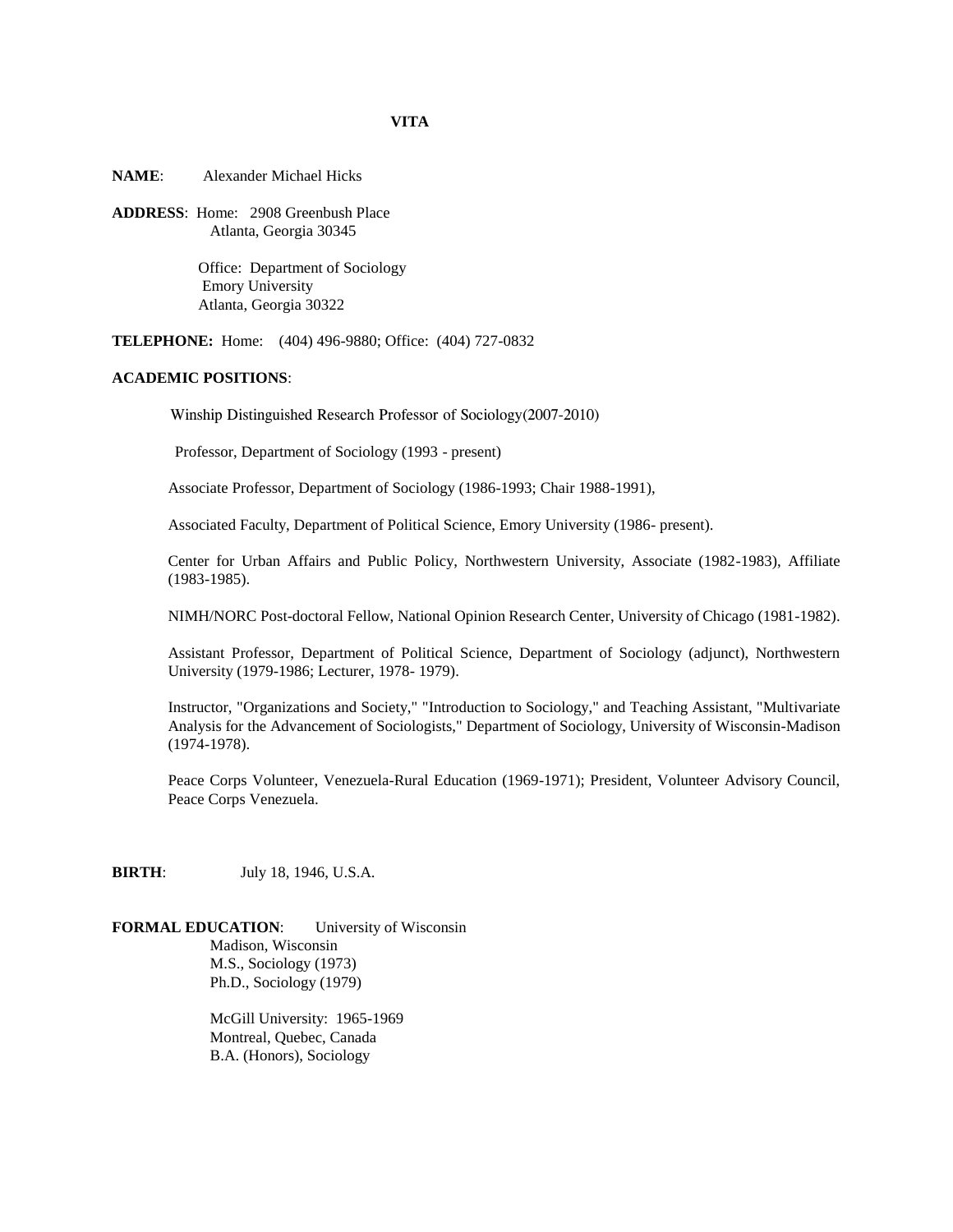# VITA

**NAME**: Alexander Michael Hicks

**ADDRESS**: Home: 2908 Greenbush Place
Atlanta, Georgia 30345

Office: Department of Sociology
Emory University
Atlanta, Georgia 30322

**TELEPHONE:** Home: (404) 496-9880; Office: (404) 727-0832

**ACADEMIC POSITIONS**:

Winship Distinguished Research Professor of Sociology(2007-2010)

Professor, Department of Sociology (1993 - present)

Associate Professor, Department of Sociology (1986-1993; Chair 1988-1991),

Associated Faculty, Department of Political Science, Emory University (1986- present).

Center for Urban Affairs and Public Policy, Northwestern University, Associate (1982-1983), Affiliate (1983-1985).

NIMH/NORC Post-doctoral Fellow, National Opinion Research Center, University of Chicago (1981-1982).

Assistant Professor, Department of Political Science, Department of Sociology (adjunct), Northwestern University (1979-1986; Lecturer, 1978- 1979).

Instructor, "Organizations and Society," "Introduction to Sociology," and Teaching Assistant, "Multivariate Analysis for the Advancement of Sociologists," Department of Sociology, University of Wisconsin-Madison (1974-1978).

Peace Corps Volunteer, Venezuela-Rural Education (1969-1971); President, Volunteer Advisory Council, Peace Corps Venezuela.

**BIRTH**: July 18, 1946, U.S.A.

**FORMAL EDUCATION**: University of Wisconsin
Madison, Wisconsin
M.S., Sociology (1973)
Ph.D., Sociology (1979)

McGill University: 1965-1969
Montreal, Quebec, Canada
B.A. (Honors), Sociology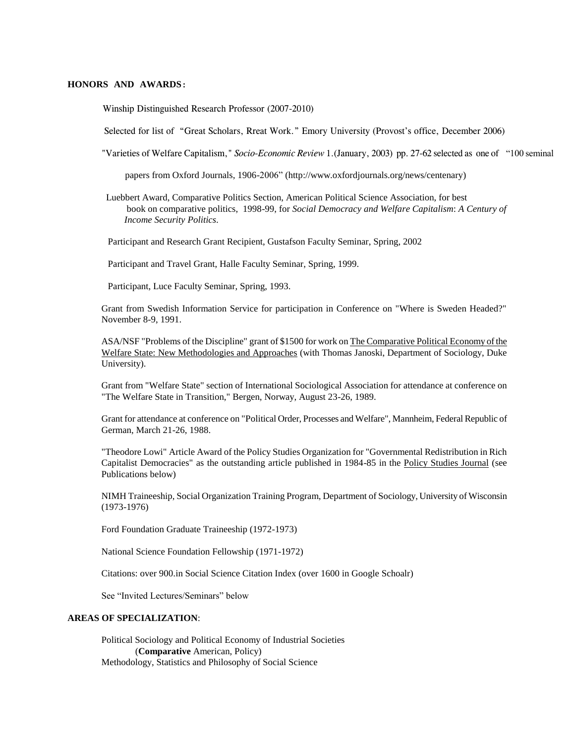**HONORS AND AWARDS:**

Winship Distinguished Research Professor (2007-2010)

Selected for list of "Great Scholars, Rreat Work." Emory University (Provost's office, December 2006)

"Varieties of Welfare Capitalism," *Socio-Economic Review* 1.(January, 2003) pp. 27-62 selected as one of "100 seminal papers from Oxford Journals, 1906-2006" (http://www.oxfordjournals.org/news/centenary)

Luebbert Award, Comparative Politics Section, American Political Science Association, for best book on comparative politics, 1998-99, for *Social Democracy and Welfare Capitalism*: *A Century of Income Security Politics*.

Participant and Research Grant Recipient, Gustafson Faculty Seminar, Spring, 2002

Participant and Travel Grant, Halle Faculty Seminar, Spring, 1999.

Participant, Luce Faculty Seminar, Spring, 1993.

Grant from Swedish Information Service for participation in Conference on "Where is Sweden Headed?" November 8-9, 1991.

ASA/NSF "Problems of the Discipline" grant of $1500 for work on <u>The Comparative Political Economy of the Welfare State: New Methodologies and Approaches</u> (with Thomas Janoski, Department of Sociology, Duke University).

Grant from "Welfare State" section of International Sociological Association for attendance at conference on "The Welfare State in Transition," Bergen, Norway, August 23-26, 1989.

Grant for attendance at conference on "Political Order, Processes and Welfare", Mannheim, Federal Republic of German, March 21-26, 1988.

"Theodore Lowi" Article Award of the Policy Studies Organization for "Governmental Redistribution in Rich Capitalist Democracies" as the outstanding article published in 1984-85 in the <u>Policy Studies Journal</u> (see Publications below)

NIMH Traineeship, Social Organization Training Program, Department of Sociology, University of Wisconsin (1973-1976)

Ford Foundation Graduate Traineeship (1972-1973)

National Science Foundation Fellowship (1971-1972)

Citations: over 900.in Social Science Citation Index (over 1600 in Google Schoalr)

See "Invited Lectures/Seminars" below

**AREAS OF SPECIALIZATION**:

Political Sociology and Political Economy of Industrial Societies
(**Comparative** American, Policy)
Methodology, Statistics and Philosophy of Social Science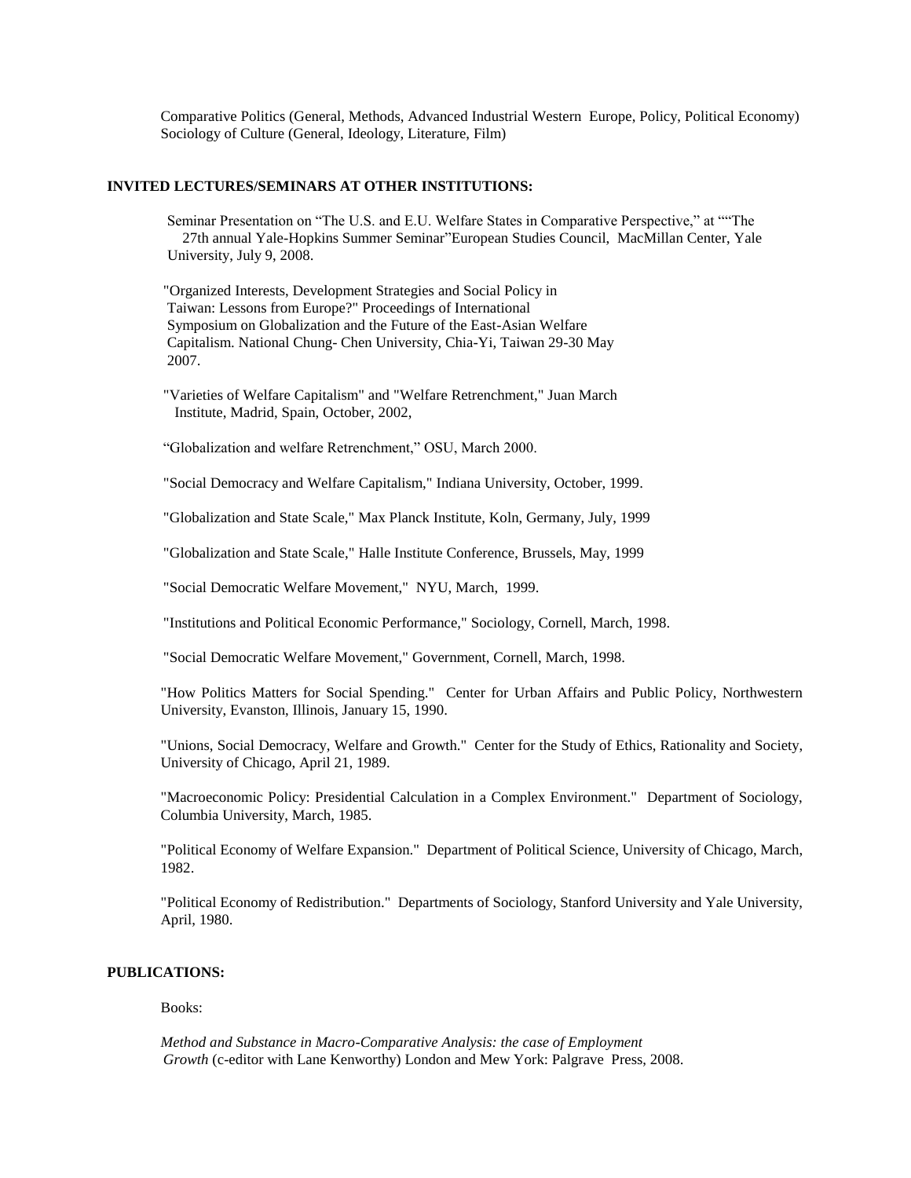Comparative Politics (General, Methods, Advanced Industrial Western Europe, Policy, Political Economy)
Sociology of Culture (General, Ideology, Literature, Film)

## INVITED LECTURES/SEMINARS AT OTHER INSTITUTIONS:

Seminar Presentation on "The U.S. and E.U. Welfare States in Comparative Perspective," at ""The 27th annual Yale-Hopkins Summer Seminar"European Studies Council, MacMillan Center, Yale University, July 9, 2008.

"Organized Interests, Development Strategies and Social Policy in Taiwan: Lessons from Europe?" Proceedings of International Symposium on Globalization and the Future of the East-Asian Welfare Capitalism. National Chung- Chen University, Chia-Yi, Taiwan 29-30 May 2007.

"Varieties of Welfare Capitalism" and "Welfare Retrenchment," Juan March Institute, Madrid, Spain, October, 2002,

"Globalization and welfare Retrenchment," OSU, March 2000.

"Social Democracy and Welfare Capitalism," Indiana University, October, 1999.

"Globalization and State Scale," Max Planck Institute, Koln, Germany, July, 1999

"Globalization and State Scale," Halle Institute Conference, Brussels, May, 1999

"Social Democratic Welfare Movement," NYU, March, 1999.

"Institutions and Political Economic Performance," Sociology, Cornell, March, 1998.

"Social Democratic Welfare Movement," Government, Cornell, March, 1998.

"How Politics Matters for Social Spending." Center for Urban Affairs and Public Policy, Northwestern University, Evanston, Illinois, January 15, 1990.

"Unions, Social Democracy, Welfare and Growth." Center for the Study of Ethics, Rationality and Society, University of Chicago, April 21, 1989.

"Macroeconomic Policy: Presidential Calculation in a Complex Environment." Department of Sociology, Columbia University, March, 1985.

"Political Economy of Welfare Expansion." Department of Political Science, University of Chicago, March, 1982.

"Political Economy of Redistribution." Departments of Sociology, Stanford University and Yale University, April, 1980.

## PUBLICATIONS:

Books:

*Method and Substance in Macro-Comparative Analysis: the case of Employment Growth* (c-editor with Lane Kenworthy) London and Mew York: Palgrave Press, 2008.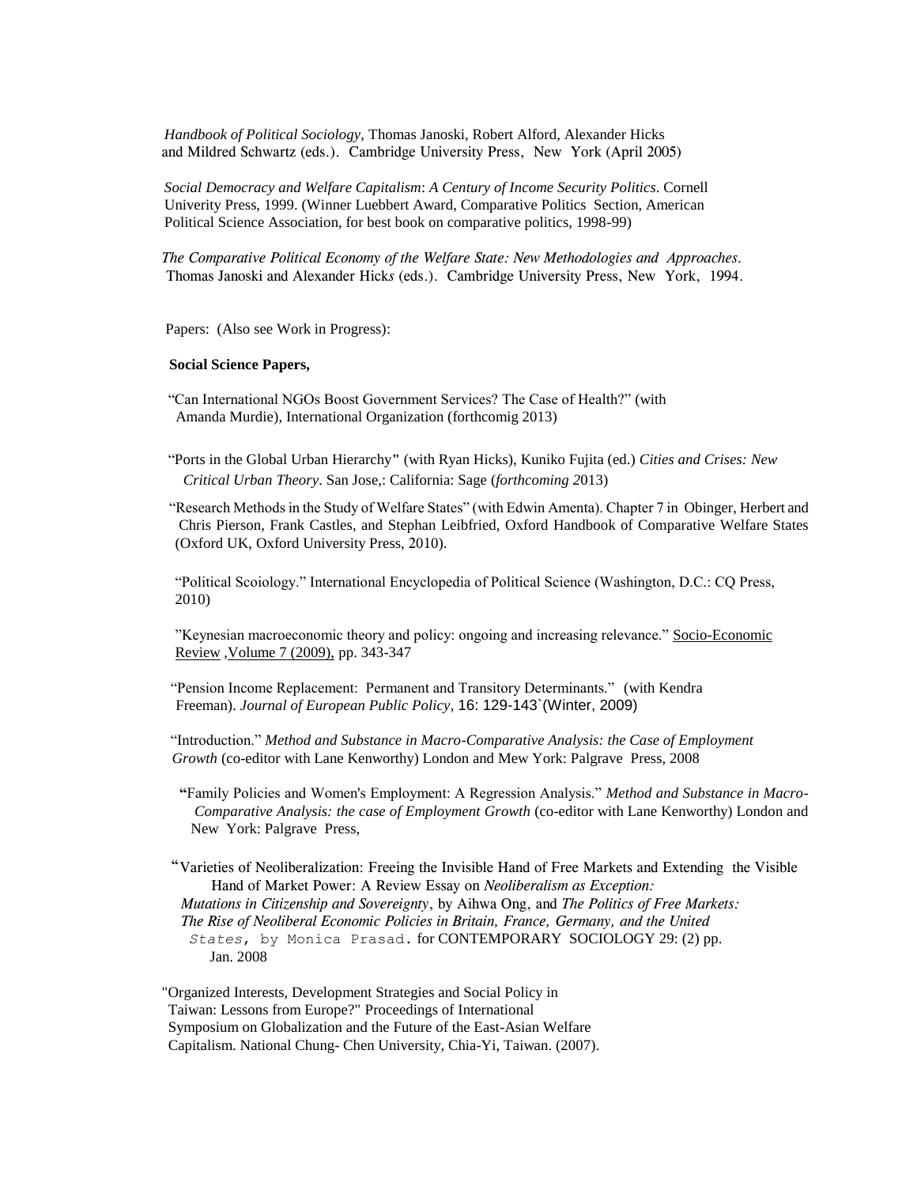*Handbook of Political Sociology,* Thomas Janoski, Robert Alford, Alexander Hicks and Mildred Schwartz (eds.). Cambridge University Press, New York (April 2005)

*Social Democracy and Welfare Capitalism*: *A Century of Income Security Politics.* Cornell Univerity Press, 1999. (Winner Luebbert Award, Comparative Politics Section, American Political Science Association, for best book on comparative politics, 1998-99)

*The Comparative Political Economy of the Welfare State: New Methodologies and Approaches*. Thomas Janoski and Alexander Hick*s* (eds.). Cambridge University Press, New York, 1994.

Papers: (Also see Work in Progress):

**Social Science Papers,**

"Can International NGOs Boost Government Services? The Case of Health?" (with Amanda Murdie), International Organization (forthcomig 2013)

"Ports in the Global Urban Hierarchy" (with Ryan Hicks), Kuniko Fujita (ed.) *Cities and Crises: New Critical Urban Theory*. San Jose,: California: Sage (*forthcoming 2*013)

"Research Methods in the Study of Welfare States" (with Edwin Amenta). Chapter 7 in Obinger, Herbert and Chris Pierson, Frank Castles, and Stephan Leibfried, Oxford Handbook of Comparative Welfare States (Oxford UK, Oxford University Press, 2010).

"Political Scoiology." International Encyclopedia of Political Science (Washington, D.C.: CQ Press, 2010)

"Keynesian macroeconomic theory and policy: ongoing and increasing relevance." Socio-Economic Review ,Volume 7 (2009), pp. 343-347

"Pension Income Replacement: Permanent and Transitory Determinants." (with Kendra Freeman). *Journal of European Public Policy*, 16: 129-143`(Winter, 2009)

"Introduction." *Method and Substance in Macro-Comparative Analysis: the Case of Employment Growth* (co-editor with Lane Kenworthy) London and Mew York: Palgrave Press, 2008

"Family Policies and Women's Employment: A Regression Analysis." *Method and Substance in Macro-Comparative Analysis: the case of Employment Growth* (co-editor with Lane Kenworthy) London and New York: Palgrave Press,

"Varieties of Neoliberalization: Freeing the Invisible Hand of Free Markets and Extending the Visible Hand of Market Power: A Review Essay on *Neoliberalism as Exception: Mutations in Citizenship and Sovereignty*, by Aihwa Ong, and *The Politics of Free Markets: The Rise of Neoliberal Economic Policies in Britain, France, Germany, and the United States*, by Monica Prasad. for CONTEMPORARY SOCIOLOGY 29: (2) pp. Jan. 2008

"Organized Interests, Development Strategies and Social Policy in Taiwan: Lessons from Europe?" Proceedings of International Symposium on Globalization and the Future of the East-Asian Welfare Capitalism. National Chung- Chen University, Chia-Yi, Taiwan. (2007).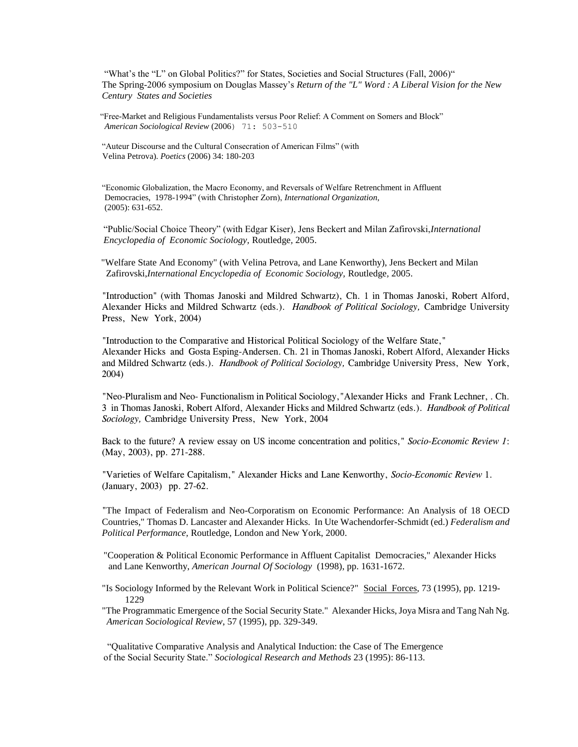"What's the "L" on Global Politics?" for States, Societies and Social Structures (Fall, 2006)" The Spring-2006 symposium on Douglas Massey's *Return of the "L" Word : A Liberal Vision for the New Century States and Societies*

"Free-Market and Religious Fundamentalists versus Poor Relief: A Comment on Somers and Block" *American Sociological Review* (2006) 71: 503-510

"Auteur Discourse and the Cultural Consecration of American Films" (with Velina Petrova). *Poetics* (2006) 34: 180-203

"Economic Globalization, the Macro Economy, and Reversals of Welfare Retrenchment in Affluent Democracies, 1978-1994" (with Christopher Zorn), *International Organization,* (2005): 631-652.

"Public/Social Choice Theory" (with Edgar Kiser), Jens Beckert and Milan Zafirovski,*International Encyclopedia of Economic Sociology,* Routledge, 2005.

"Welfare State And Economy" (with Velina Petrova, and Lane Kenworthy), Jens Beckert and Milan Zafirovski,*International Encyclopedia of Economic Sociology,* Routledge, 2005.

"Introduction" (with Thomas Janoski and Mildred Schwartz), Ch. 1 in Thomas Janoski, Robert Alford, Alexander Hicks and Mildred Schwartz (eds.). *Handbook of Political Sociology,* Cambridge University Press, New York, 2004)

"Introduction to the Comparative and Historical Political Sociology of the Welfare State," Alexander Hicks and Gosta Esping-Andersen. Ch. 21 in Thomas Janoski, Robert Alford, Alexander Hicks and Mildred Schwartz (eds.). *Handbook of Political Sociology,* Cambridge University Press, New York, 2004)

"Neo-Pluralism and Neo- Functionalism in Political Sociology,"Alexander Hicks and Frank Lechner, . Ch. 3 in Thomas Janoski, Robert Alford, Alexander Hicks and Mildred Schwartz (eds.). *Handbook of Political Sociology,* Cambridge University Press, New York, 2004

Back to the future? A review essay on US income concentration and politics," *Socio-Economic Review 1*: (May, 2003), pp. 271-288.

"Varieties of Welfare Capitalism," Alexander Hicks and Lane Kenworthy, *Socio-Economic Review* 1. (January, 2003) pp. 27-62.

"The Impact of Federalism and Neo-Corporatism on Economic Performance: An Analysis of 18 OECD Countries," Thomas D. Lancaster and Alexander Hicks. In Ute Wachendorfer-Schmidt (ed.) *Federalism and Political Performance,* Routledge, London and New York, 2000.

"Cooperation & Political Economic Performance in Affluent Capitalist Democracies," Alexander Hicks and Lane Kenworthy, *American Journal Of Sociology* (1998), pp. 1631-1672.

"Is Sociology Informed by the Relevant Work in Political Science?" Social Forces, 73 (1995), pp. 1219-1229

"The Programmatic Emergence of the Social Security State." Alexander Hicks, Joya Misra and Tang Nah Ng. *American Sociological Review*, 57 (1995), pp. 329-349.

"Qualitative Comparative Analysis and Analytical Induction: the Case of The Emergence of the Social Security State." *Sociological Research and Methods* 23 (1995): 86-113.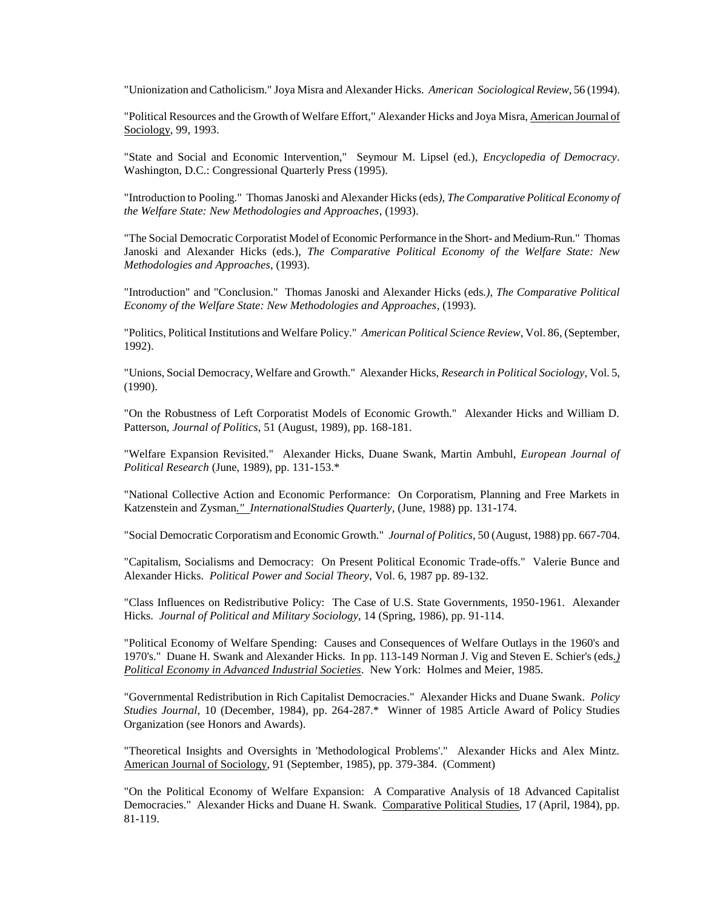"Unionization and Catholicism." Joya Misra and Alexander Hicks. *American Sociological Review*, 56 (1994).

"Political Resources and the Growth of Welfare Effort," Alexander Hicks and Joya Misra, American Journal of Sociology, 99, 1993.

"State and Social and Economic Intervention," Seymour M. Lipsel (ed.), *Encyclopedia of Democracy*. Washington, D.C.: Congressional Quarterly Press (1995).

"Introduction to Pooling." Thomas Janoski and Alexander Hicks (eds*), The Comparative Political Economy of the Welfare State: New Methodologies and Approaches*, (1993).

"The Social Democratic Corporatist Model of Economic Performance in the Short- and Medium-Run." Thomas Janoski and Alexander Hicks (eds.), *The Comparative Political Economy of the Welfare State: New Methodologies and Approaches*, (1993).

"Introduction" and "Conclusion." Thomas Janoski and Alexander Hicks (eds*.), The Comparative Political Economy of the Welfare State: New Methodologies and Approaches*, (1993).

"Politics, Political Institutions and Welfare Policy." *American Political Science Review*, Vol. 86, (September, 1992).

"Unions, Social Democracy, Welfare and Growth." Alexander Hicks, *Research in Political Sociology*, Vol. 5, (1990).

"On the Robustness of Left Corporatist Models of Economic Growth." Alexander Hicks and William D. Patterson, *Journal of Politics*, 51 (August, 1989), pp. 168-181.

"Welfare Expansion Revisited." Alexander Hicks, Duane Swank, Martin Ambuhl, *European Journal of Political Research* (June, 1989), pp. 131-153.*

"National Collective Action and Economic Performance: On Corporatism, Planning and Free Markets in Katzenstein and Zysman*." InternationalStudies Quarterly*, (June, 1988) pp. 131-174.

"Social Democratic Corporatism and Economic Growth." *Journal of Politics*, 50 (August, 1988) pp. 667-704.

"Capitalism, Socialisms and Democracy: On Present Political Economic Trade-offs." Valerie Bunce and Alexander Hicks. *Political Power and Social Theory*, Vol. 6, 1987 pp. 89-132.

"Class Influences on Redistributive Policy: The Case of U.S. State Governments, 1950-1961. Alexander Hicks. *Journal of Political and Military Sociology*, 14 (Spring, 1986), pp. 91-114.

"Political Economy of Welfare Spending: Causes and Consequences of Welfare Outlays in the 1960's and 1970's." Duane H. Swank and Alexander Hicks. In pp. 113-149 Norman J. Vig and Steven E. Schier's (eds*.)* *Political Economy in Advanced Industrial Societies*. New York: Holmes and Meier, 1985.

"Governmental Redistribution in Rich Capitalist Democracies." Alexander Hicks and Duane Swank. *Policy Studies Journal*, 10 (December, 1984), pp. 264-287.* Winner of 1985 Article Award of Policy Studies Organization (see Honors and Awards).

"Theoretical Insights and Oversights in 'Methodological Problems'." Alexander Hicks and Alex Mintz. American Journal of Sociology, 91 (September, 1985), pp. 379-384. (Comment)

"On the Political Economy of Welfare Expansion: A Comparative Analysis of 18 Advanced Capitalist Democracies." Alexander Hicks and Duane H. Swank. Comparative Political Studies, 17 (April, 1984), pp. 81-119.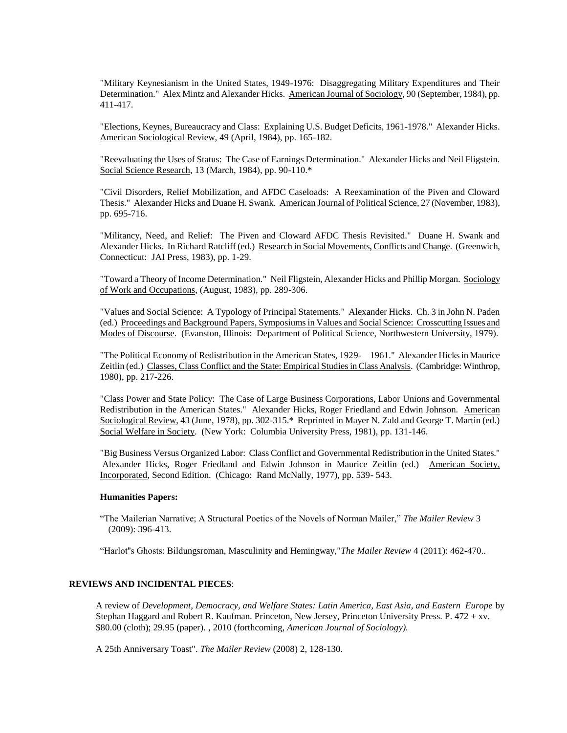"Military Keynesianism in the United States, 1949-1976: Disaggregating Military Expenditures and Their Determination." Alex Mintz and Alexander Hicks. American Journal of Sociology, 90 (September, 1984), pp. 411-417.

"Elections, Keynes, Bureaucracy and Class: Explaining U.S. Budget Deficits, 1961-1978." Alexander Hicks. American Sociological Review, 49 (April, 1984), pp. 165-182.

"Reevaluating the Uses of Status: The Case of Earnings Determination." Alexander Hicks and Neil Fligstein. Social Science Research, 13 (March, 1984), pp. 90-110.*

"Civil Disorders, Relief Mobilization, and AFDC Caseloads: A Reexamination of the Piven and Cloward Thesis." Alexander Hicks and Duane H. Swank. American Journal of Political Science, 27 (November, 1983), pp. 695-716.

"Militancy, Need, and Relief: The Piven and Cloward AFDC Thesis Revisited." Duane H. Swank and Alexander Hicks. In Richard Ratcliff (ed.) Research in Social Movements, Conflicts and Change. (Greenwich, Connecticut: JAI Press, 1983), pp. 1-29.

"Toward a Theory of Income Determination." Neil Fligstein, Alexander Hicks and Phillip Morgan. Sociology of Work and Occupations, (August, 1983), pp. 289-306.

"Values and Social Science: A Typology of Principal Statements." Alexander Hicks. Ch. 3 in John N. Paden (ed.) Proceedings and Background Papers, Symposiums in Values and Social Science: Crosscutting Issues and Modes of Discourse. (Evanston, Illinois: Department of Political Science, Northwestern University, 1979).

"The Political Economy of Redistribution in the American States, 1929- 1961." Alexander Hicks in Maurice Zeitlin (ed.) Classes, Class Conflict and the State: Empirical Studies in Class Analysis. (Cambridge: Winthrop, 1980), pp. 217-226.

"Class Power and State Policy: The Case of Large Business Corporations, Labor Unions and Governmental Redistribution in the American States." Alexander Hicks, Roger Friedland and Edwin Johnson. American Sociological Review, 43 (June, 1978), pp. 302-315.* Reprinted in Mayer N. Zald and George T. Martin (ed.) Social Welfare in Society. (New York: Columbia University Press, 1981), pp. 131-146.

"Big Business Versus Organized Labor: Class Conflict and Governmental Redistribution in the United States." Alexander Hicks, Roger Friedland and Edwin Johnson in Maurice Zeitlin (ed.) American Society, Incorporated, Second Edition. (Chicago: Rand McNally, 1977), pp. 539- 543.

**Humanities Papers:**

"The Mailerian Narrative; A Structural Poetics of the Novels of Norman Mailer," *The Mailer Review* 3 (2009): 396-413.

"Harlot"s Ghosts: Bildungsroman, Masculinity and Hemingway,"*The Mailer Review* 4 (2011): 462-470..

## REVIEWS AND INCIDENTAL PIECES:

A review of *Development, Democracy, and Welfare States: Latin America, East Asia, and Eastern Europe* by Stephan Haggard and Robert R. Kaufman. Princeton, New Jersey, Princeton University Press. P. 472 + xv. $80.00 (cloth); 29.95 (paper). , 2010 (forthcoming, *American Journal of Sociology).*

A 25th Anniversary Toast". *The Mailer Review* (2008) 2, 128-130.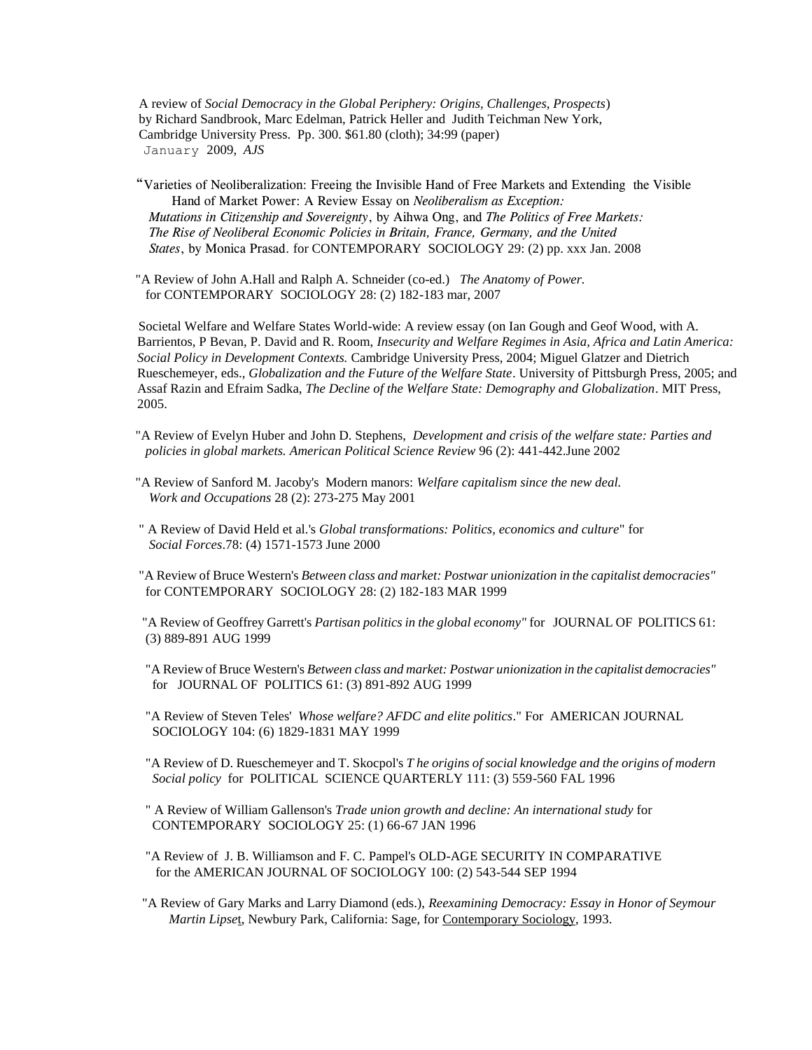A review of *Social Democracy in the Global Periphery: Origins, Challenges, Prospects*) by Richard Sandbrook, Marc Edelman, Patrick Heller and Judith Teichman New York, Cambridge University Press. Pp. 300. $61.80 (cloth); 34:99 (paper) January 2009, *AJS*

"Varieties of Neoliberalization: Freeing the Invisible Hand of Free Markets and Extending the Visible Hand of Market Power: A Review Essay on *Neoliberalism as Exception: Mutations in Citizenship and Sovereignty*, by Aihwa Ong, and *The Politics of Free Markets: The Rise of Neoliberal Economic Policies in Britain, France, Germany, and the United States*, by Monica Prasad. for CONTEMPORARY SOCIOLOGY 29: (2) pp. xxx Jan. 2008

"A Review of John A.Hall and Ralph A. Schneider (co-ed.) *The Anatomy of Power.* for CONTEMPORARY SOCIOLOGY 28: (2) 182-183 mar, 2007

Societal Welfare and Welfare States World-wide: A review essay (on Ian Gough and Geof Wood, with A. Barrientos, P Bevan, P. David and R. Room, *Insecurity and Welfare Regimes in Asia, Africa and Latin America: Social Policy in Development Contexts.* Cambridge University Press, 2004; Miguel Glatzer and Dietrich Rueschemeyer, eds., *Globalization and the Future of the Welfare State*. University of Pittsburgh Press, 2005; and Assaf Razin and Efraim Sadka, *The Decline of the Welfare State: Demography and Globalization*. MIT Press, 2005.

"A Review of Evelyn Huber and John D. Stephens, *Development and crisis of the welfare state: Parties and policies in global markets. American Political Science Review* 96 (2): 441-442.June 2002

"A Review of Sanford M. Jacoby's Modern manors: *Welfare capitalism since the new deal. Work and Occupations* 28 (2): 273-275 May 2001

" A Review of David Held et al.'s *Global transformations: Politics, economics and culture*" for *Social Forces*.78: (4) 1571-1573 June 2000

"A Review of Bruce Western's *Between class and market: Postwar unionization in the capitalist democracies"* for CONTEMPORARY SOCIOLOGY 28: (2) 182-183 MAR 1999

"A Review of Geoffrey Garrett's *Partisan politics in the global economy"* for JOURNAL OF POLITICS 61: (3) 889-891 AUG 1999

"A Review of Bruce Western's *Between class and market: Postwar unionization in the capitalist democracies"* for JOURNAL OF POLITICS 61: (3) 891-892 AUG 1999

"A Review of Steven Teles' *Whose welfare? AFDC and elite politics*." For AMERICAN JOURNAL SOCIOLOGY 104: (6) 1829-1831 MAY 1999

"A Review of D. Rueschemeyer and T. Skocpol's *T he origins of social knowledge and the origins of modern Social policy* for POLITICAL SCIENCE QUARTERLY 111: (3) 559-560 FAL 1996

" A Review of William Gallenson's *Trade union growth and decline: An international study* for CONTEMPORARY SOCIOLOGY 25: (1) 66-67 JAN 1996

"A Review of J. B. Williamson and F. C. Pampel's OLD-AGE SECURITY IN COMPARATIVE for the AMERICAN JOURNAL OF SOCIOLOGY 100: (2) 543-544 SEP 1994

"A Review of Gary Marks and Larry Diamond (eds.), *Reexamining Democracy: Essay in Honor of Seymour Martin Lipset*, Newbury Park, California: Sage, for Contemporary Sociology, 1993.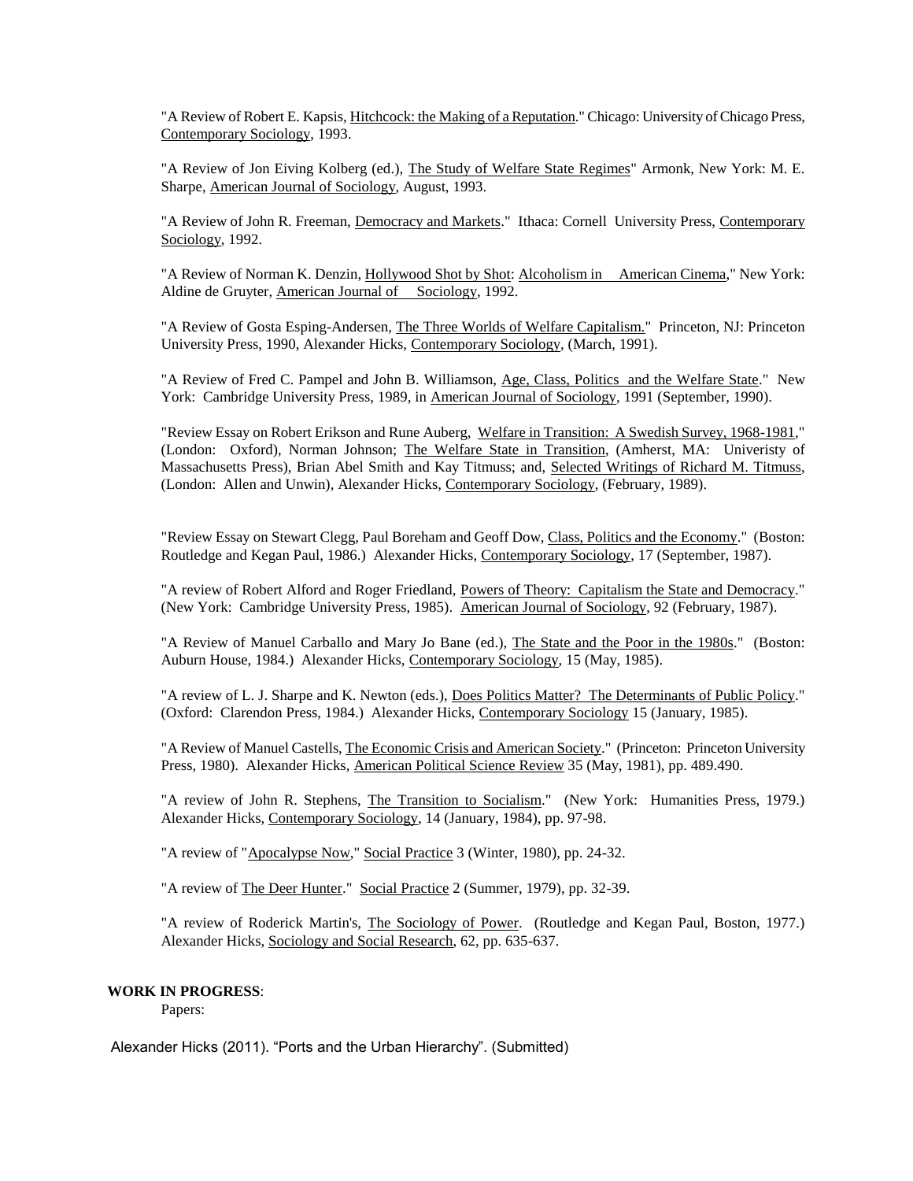"A Review of Robert E. Kapsis, Hitchcock: the Making of a Reputation." Chicago: University of Chicago Press, Contemporary Sociology, 1993.

"A Review of Jon Eiving Kolberg (ed.), The Study of Welfare State Regimes" Armonk, New York: M. E. Sharpe, American Journal of Sociology, August, 1993.

"A Review of John R. Freeman, Democracy and Markets." Ithaca: Cornell University Press, Contemporary Sociology, 1992.

"A Review of Norman K. Denzin, Hollywood Shot by Shot: Alcoholism in American Cinema," New York: Aldine de Gruyter, American Journal of Sociology, 1992.

"A Review of Gosta Esping-Andersen, The Three Worlds of Welfare Capitalism." Princeton, NJ: Princeton University Press, 1990, Alexander Hicks, Contemporary Sociology, (March, 1991).

"A Review of Fred C. Pampel and John B. Williamson, Age, Class, Politics and the Welfare State." New York: Cambridge University Press, 1989, in American Journal of Sociology, 1991 (September, 1990).

"Review Essay on Robert Erikson and Rune Auberg, Welfare in Transition: A Swedish Survey, 1968-1981," (London: Oxford), Norman Johnson; The Welfare State in Transition, (Amherst, MA: Univeristy of Massachusetts Press), Brian Abel Smith and Kay Titmuss; and, Selected Writings of Richard M. Titmuss, (London: Allen and Unwin), Alexander Hicks, Contemporary Sociology, (February, 1989).

"Review Essay on Stewart Clegg, Paul Boreham and Geoff Dow, Class, Politics and the Economy." (Boston: Routledge and Kegan Paul, 1986.) Alexander Hicks, Contemporary Sociology, 17 (September, 1987).

"A review of Robert Alford and Roger Friedland, Powers of Theory: Capitalism the State and Democracy." (New York: Cambridge University Press, 1985). American Journal of Sociology, 92 (February, 1987).

"A Review of Manuel Carballo and Mary Jo Bane (ed.), The State and the Poor in the 1980s." (Boston: Auburn House, 1984.) Alexander Hicks, Contemporary Sociology, 15 (May, 1985).

"A review of L. J. Sharpe and K. Newton (eds.), Does Politics Matter? The Determinants of Public Policy." (Oxford: Clarendon Press, 1984.) Alexander Hicks, Contemporary Sociology 15 (January, 1985).

"A Review of Manuel Castells, The Economic Crisis and American Society." (Princeton: Princeton University Press, 1980). Alexander Hicks, American Political Science Review 35 (May, 1981), pp. 489.490.

"A review of John R. Stephens, The Transition to Socialism." (New York: Humanities Press, 1979.) Alexander Hicks, Contemporary Sociology, 14 (January, 1984), pp. 97-98.

"A review of "Apocalypse Now," Social Practice 3 (Winter, 1980), pp. 24-32.

"A review of The Deer Hunter." Social Practice 2 (Summer, 1979), pp. 32-39.

"A review of Roderick Martin's, The Sociology of Power. (Routledge and Kegan Paul, Boston, 1977.) Alexander Hicks, Sociology and Social Research, 62, pp. 635-637.

**WORK IN PROGRESS**:

Papers:

Alexander Hicks (2011). "Ports and the Urban Hierarchy". (Submitted)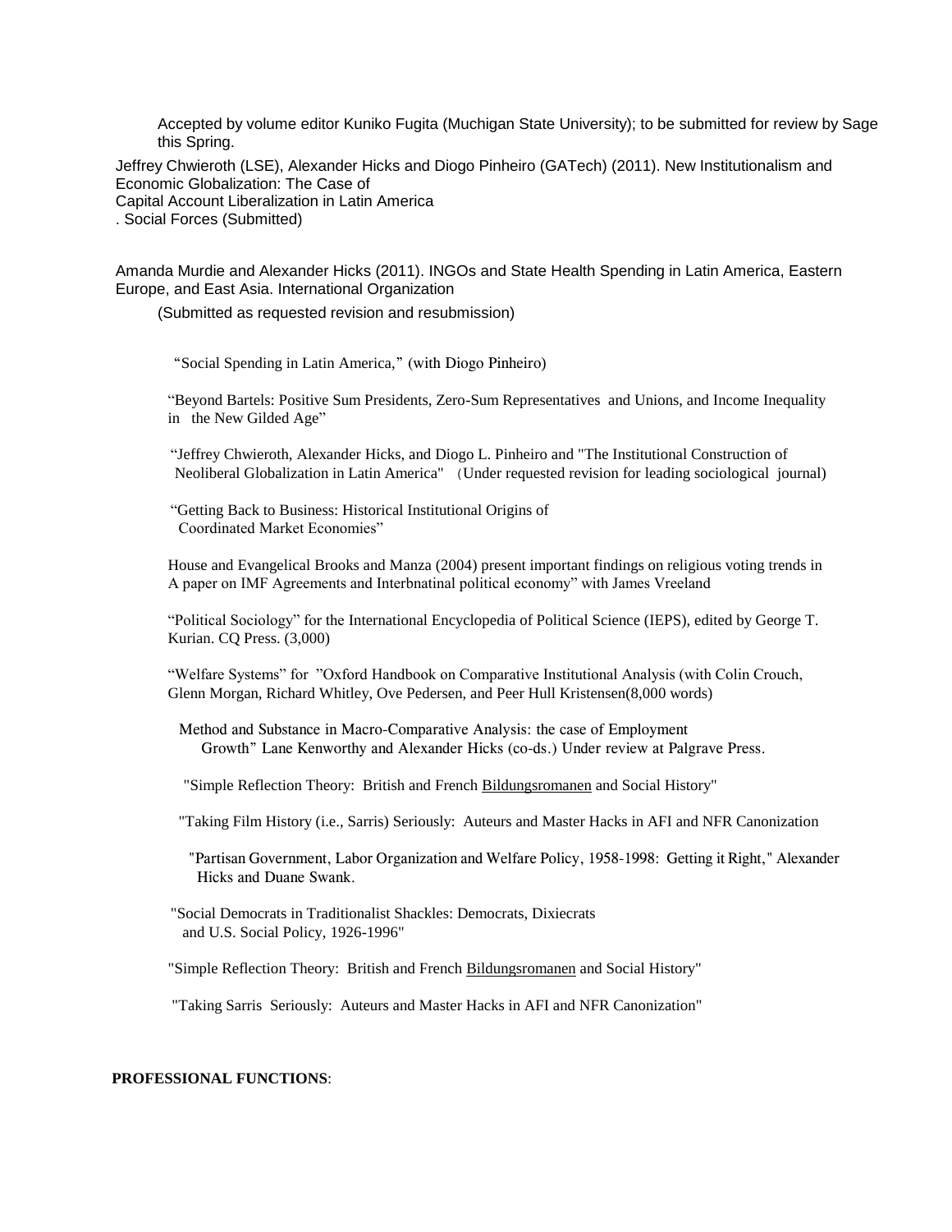Accepted by volume editor Kuniko Fugita (Muchigan State University); to be submitted for review by Sage this Spring.

Jeffrey Chwieroth (LSE), Alexander Hicks and Diogo Pinheiro (GATech) (2011). New Institutionalism and Economic Globalization: The Case of
Capital Account Liberalization in Latin America
. Social Forces (Submitted)

Amanda Murdie and Alexander Hicks (2011). INGOs and State Health Spending in Latin America, Eastern Europe, and East Asia. International Organization

(Submitted as requested revision and resubmission)

"Social Spending in Latin America," (with Diogo Pinheiro)

"Beyond Bartels: Positive Sum Presidents, Zero-Sum Representatives and Unions, and Income Inequality in the New Gilded Age"

"Jeffrey Chwieroth, Alexander Hicks, and Diogo L. Pinheiro and "The Institutional Construction of Neoliberal Globalization in Latin America" (Under requested revision for leading sociological journal)

"Getting Back to Business: Historical Institutional Origins of Coordinated Market Economies"

House and Evangelical Brooks and Manza (2004) present important findings on religious voting trends in A paper on IMF Agreements and Interbnatinal political economy" with James Vreeland

"Political Sociology" for the International Encyclopedia of Political Science (IEPS), edited by George T. Kurian. CQ Press. (3,000)

"Welfare Systems" for "Oxford Handbook on Comparative Institutional Analysis (with Colin Crouch, Glenn Morgan, Richard Whitley, Ove Pedersen, and Peer Hull Kristensen(8,000 words)

Method and Substance in Macro-Comparative Analysis: the case of Employment Growth" Lane Kenworthy and Alexander Hicks (co-ds.) Under review at Palgrave Press.

"Simple Reflection Theory: British and French Bildungsromanen and Social History"

"Taking Film History (i.e., Sarris) Seriously: Auteurs and Master Hacks in AFI and NFR Canonization

"Partisan Government, Labor Organization and Welfare Policy, 1958-1998: Getting it Right," Alexander Hicks and Duane Swank.

"Social Democrats in Traditionalist Shackles: Democrats, Dixiecrats and U.S. Social Policy, 1926-1996"

"Simple Reflection Theory: British and French Bildungsromanen and Social History"

"Taking Sarris Seriously: Auteurs and Master Hacks in AFI and NFR Canonization"

**PROFESSIONAL FUNCTIONS**: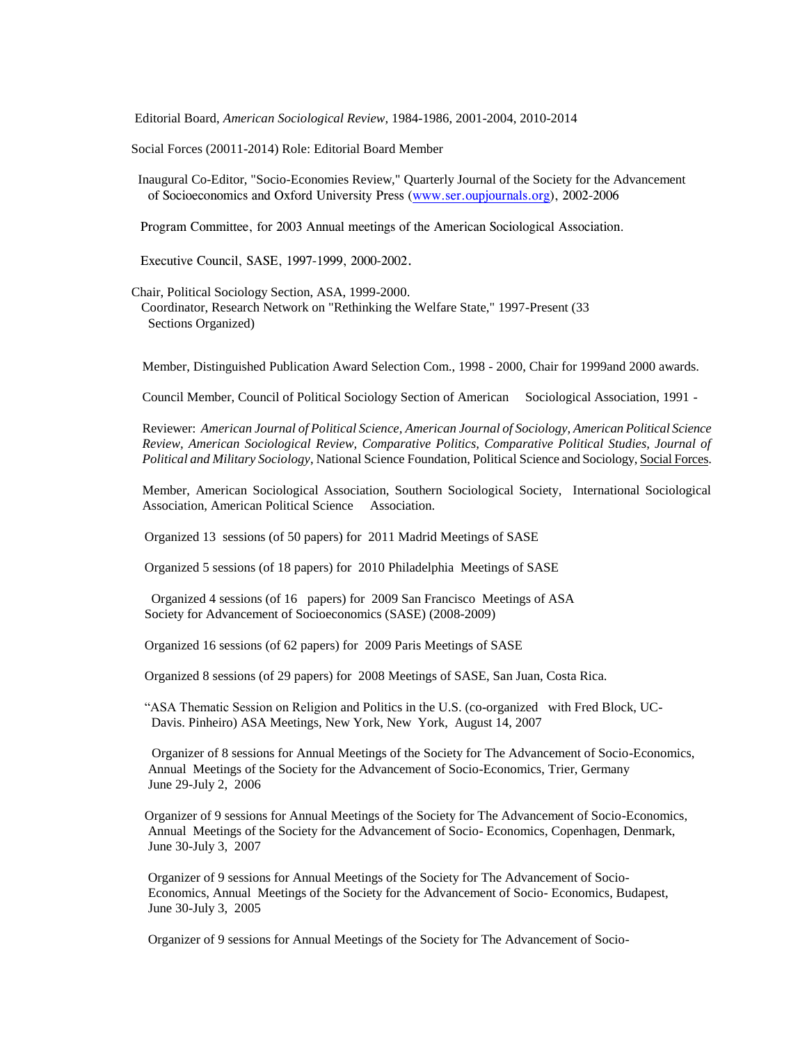Editorial Board, *American Sociological Review*, 1984-1986, 2001-2004, 2010-2014

Social Forces (20011-2014) Role: Editorial Board Member

Inaugural Co-Editor, "Socio-Economies Review," Quarterly Journal of the Society for the Advancement of Socioeconomics and Oxford University Press (www.ser.oupjournals.org), 2002-2006

Program Committee, for 2003 Annual meetings of the American Sociological Association.

Executive Council, SASE, 1997-1999, 2000-2002.

Chair, Political Sociology Section, ASA, 1999-2000.
Coordinator, Research Network on "Rethinking the Welfare State," 1997-Present (33 Sections Organized)

Member, Distinguished Publication Award Selection Com., 1998 - 2000, Chair for 1999and 2000 awards.

Council Member, Council of Political Sociology Section of American Sociological Association, 1991 -

Reviewer: *American Journal of Political Science, American Journal of Sociology, American Political Science Review, American Sociological Review, Comparative Politics, Comparative Political Studies, Journal of Political and Military Sociology*, National Science Foundation, Political Science and Sociology, Social Forces.

Member, American Sociological Association, Southern Sociological Society, International Sociological Association, American Political Science Association.

Organized 13 sessions (of 50 papers) for 2011 Madrid Meetings of SASE

Organized 5 sessions (of 18 papers) for 2010 Philadelphia Meetings of SASE

Organized 4 sessions (of 16 papers) for 2009 San Francisco Meetings of ASA
Society for Advancement of Socioeconomics (SASE) (2008-2009)

Organized 16 sessions (of 62 papers) for 2009 Paris Meetings of SASE

Organized 8 sessions (of 29 papers) for 2008 Meetings of SASE, San Juan, Costa Rica.

"ASA Thematic Session on Religion and Politics in the U.S. (co-organized with Fred Block, UC-Davis. Pinheiro) ASA Meetings, New York, New York, August 14, 2007

Organizer of 8 sessions for Annual Meetings of the Society for The Advancement of Socio-Economics, Annual Meetings of the Society for the Advancement of Socio-Economics, Trier, Germany June 29-July 2, 2006

Organizer of 9 sessions for Annual Meetings of the Society for The Advancement of Socio-Economics, Annual Meetings of the Society for the Advancement of Socio- Economics, Copenhagen, Denmark, June 30-July 3, 2007

Organizer of 9 sessions for Annual Meetings of the Society for The Advancement of Socio-Economics, Annual Meetings of the Society for the Advancement of Socio- Economics, Budapest, June 30-July 3, 2005

Organizer of 9 sessions for Annual Meetings of the Society for The Advancement of Socio-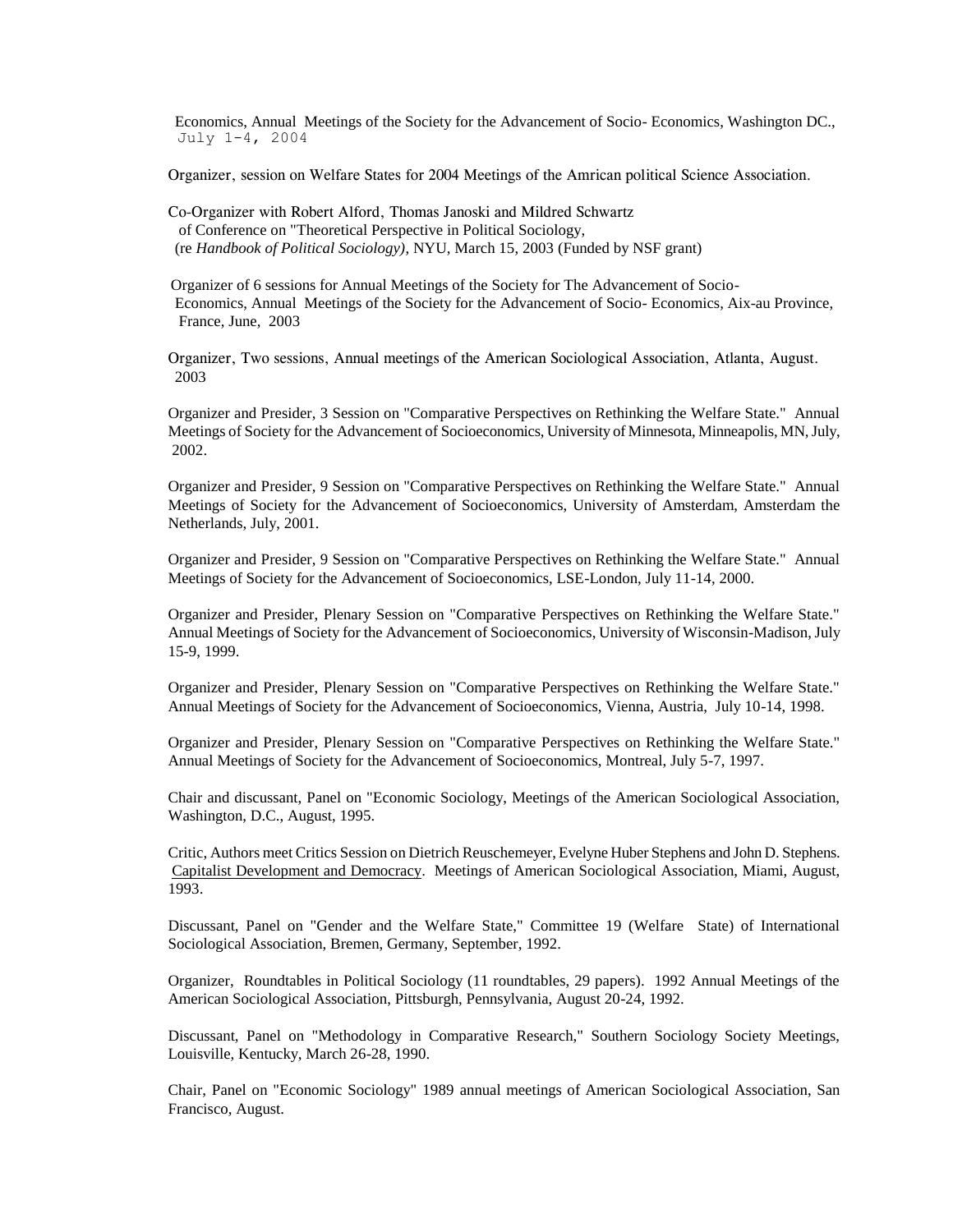Economics, Annual Meetings of the Society for the Advancement of Socio- Economics, Washington DC., July 1-4, 2004

Organizer, session on Welfare States for 2004 Meetings of the Amrican political Science Association.

Co-Organizer with Robert Alford, Thomas Janoski and Mildred Schwartz of Conference on "Theoretical Perspective in Political Sociology, (re *Handbook of Political Sociology)*, NYU, March 15, 2003 (Funded by NSF grant)

Organizer of 6 sessions for Annual Meetings of the Society for The Advancement of Socio- Economics, Annual Meetings of the Society for the Advancement of Socio- Economics, Aix-au Province, France, June, 2003

Organizer, Two sessions, Annual meetings of the American Sociological Association, Atlanta, August. 2003

Organizer and Presider, 3 Session on "Comparative Perspectives on Rethinking the Welfare State." Annual Meetings of Society for the Advancement of Socioeconomics, University of Minnesota, Minneapolis, MN, July, 2002.

Organizer and Presider, 9 Session on "Comparative Perspectives on Rethinking the Welfare State." Annual Meetings of Society for the Advancement of Socioeconomics, University of Amsterdam, Amsterdam the Netherlands, July, 2001.

Organizer and Presider, 9 Session on "Comparative Perspectives on Rethinking the Welfare State." Annual Meetings of Society for the Advancement of Socioeconomics, LSE-London, July 11-14, 2000.

Organizer and Presider, Plenary Session on "Comparative Perspectives on Rethinking the Welfare State." Annual Meetings of Society for the Advancement of Socioeconomics, University of Wisconsin-Madison, July 15-9, 1999.

Organizer and Presider, Plenary Session on "Comparative Perspectives on Rethinking the Welfare State." Annual Meetings of Society for the Advancement of Socioeconomics, Vienna, Austria, July 10-14, 1998.

Organizer and Presider, Plenary Session on "Comparative Perspectives on Rethinking the Welfare State." Annual Meetings of Society for the Advancement of Socioeconomics, Montreal, July 5-7, 1997.

Chair and discussant, Panel on "Economic Sociology, Meetings of the American Sociological Association, Washington, D.C., August, 1995.

Critic, Authors meet Critics Session on Dietrich Reuschemeyer, Evelyne Huber Stephens and John D. Stephens. Capitalist Development and Democracy. Meetings of American Sociological Association, Miami, August, 1993.

Discussant, Panel on "Gender and the Welfare State," Committee 19 (Welfare State) of International Sociological Association, Bremen, Germany, September, 1992.

Organizer, Roundtables in Political Sociology (11 roundtables, 29 papers). 1992 Annual Meetings of the American Sociological Association, Pittsburgh, Pennsylvania, August 20-24, 1992.

Discussant, Panel on "Methodology in Comparative Research," Southern Sociology Society Meetings, Louisville, Kentucky, March 26-28, 1990.

Chair, Panel on "Economic Sociology" 1989 annual meetings of American Sociological Association, San Francisco, August.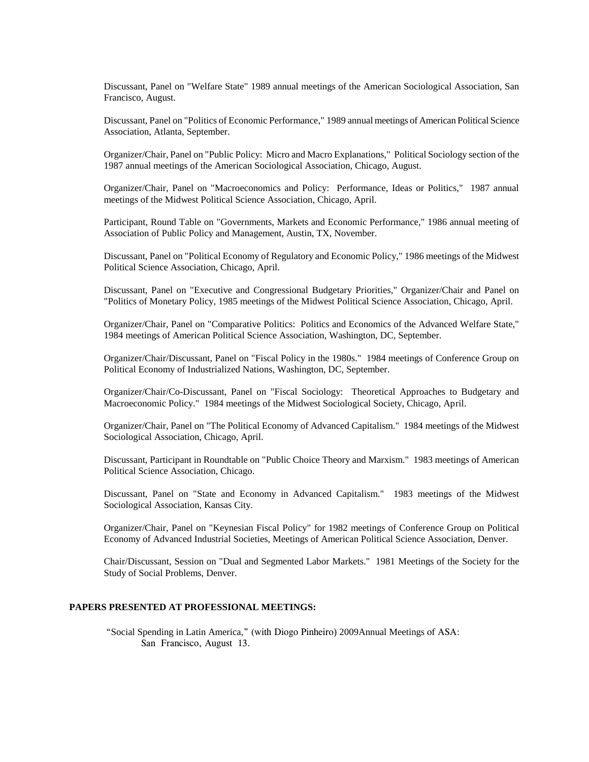Discussant, Panel on "Welfare State" 1989 annual meetings of the American Sociological Association, San Francisco, August.

Discussant, Panel on "Politics of Economic Performance," 1989 annual meetings of American Political Science Association, Atlanta, September.

Organizer/Chair, Panel on "Public Policy: Micro and Macro Explanations," Political Sociology section of the 1987 annual meetings of the American Sociological Association, Chicago, August.

Organizer/Chair, Panel on "Macroeconomics and Policy: Performance, Ideas or Politics," 1987 annual meetings of the Midwest Political Science Association, Chicago, April.

Participant, Round Table on "Governments, Markets and Economic Performance," 1986 annual meeting of Association of Public Policy and Management, Austin, TX, November.

Discussant, Panel on "Political Economy of Regulatory and Economic Policy," 1986 meetings of the Midwest Political Science Association, Chicago, April.

Discussant, Panel on "Executive and Congressional Budgetary Priorities," Organizer/Chair and Panel on "Politics of Monetary Policy, 1985 meetings of the Midwest Political Science Association, Chicago, April.

Organizer/Chair, Panel on "Comparative Politics: Politics and Economics of the Advanced Welfare State," 1984 meetings of American Political Science Association, Washington, DC, September.

Organizer/Chair/Discussant, Panel on "Fiscal Policy in the 1980s." 1984 meetings of Conference Group on Political Economy of Industrialized Nations, Washington, DC, September.

Organizer/Chair/Co-Discussant, Panel on "Fiscal Sociology: Theoretical Approaches to Budgetary and Macroeconomic Policy." 1984 meetings of the Midwest Sociological Society, Chicago, April.

Organizer/Chair, Panel on "The Political Economy of Advanced Capitalism." 1984 meetings of the Midwest Sociological Association, Chicago, April.

Discussant, Participant in Roundtable on "Public Choice Theory and Marxism." 1983 meetings of American Political Science Association, Chicago.

Discussant, Panel on "State and Economy in Advanced Capitalism." 1983 meetings of the Midwest Sociological Association, Kansas City.

Organizer/Chair, Panel on "Keynesian Fiscal Policy" for 1982 meetings of Conference Group on Political Economy of Advanced Industrial Societies, Meetings of American Political Science Association, Denver.

Chair/Discussant, Session on "Dual and Segmented Labor Markets." 1981 Meetings of the Society for the Study of Social Problems, Denver.

**PAPERS PRESENTED AT PROFESSIONAL MEETINGS:**

"Social Spending in Latin America," (with Diogo Pinheiro) 2009Annual Meetings of ASA: San Francisco, August 13.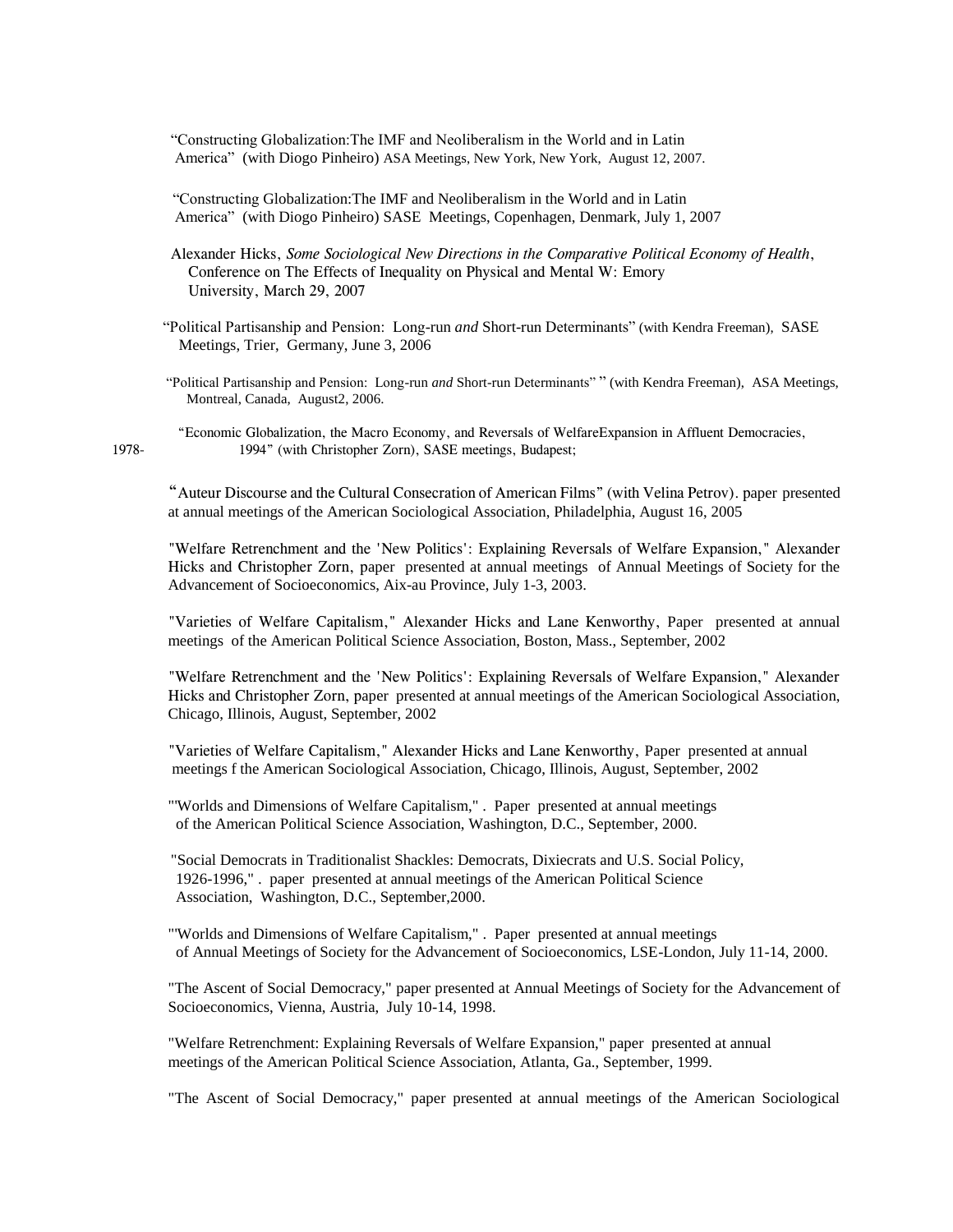"Constructing Globalization:The IMF and Neoliberalism in the World and in Latin America" (with Diogo Pinheiro) ASA Meetings, New York, New York, August 12, 2007.

"Constructing Globalization:The IMF and Neoliberalism in the World and in Latin America" (with Diogo Pinheiro) SASE Meetings, Copenhagen, Denmark, July 1, 2007

Alexander Hicks, *Some Sociological New Directions in the Comparative Political Economy of Health*, Conference on The Effects of Inequality on Physical and Mental W: Emory University, March 29, 2007

"Political Partisanship and Pension: Long-run *and* Short-run Determinants" (with Kendra Freeman), SASE Meetings, Trier, Germany, June 3, 2006

"Political Partisanship and Pension: Long-run *and* Short-run Determinants" " (with Kendra Freeman), ASA Meetings, Montreal, Canada, August2, 2006.

"Economic Globalization, the Macro Economy, and Reversals of WelfareExpansion in Affluent Democracies, 1978- 1994" (with Christopher Zorn), SASE meetings, Budapest;

"Auteur Discourse and the Cultural Consecration of American Films" (with Velina Petrov). paper presented at annual meetings of the American Sociological Association, Philadelphia, August 16, 2005

"Welfare Retrenchment and the 'New Politics': Explaining Reversals of Welfare Expansion," Alexander Hicks and Christopher Zorn, paper presented at annual meetings of Annual Meetings of Society for the Advancement of Socioeconomics, Aix-au Province, July 1-3, 2003.

"Varieties of Welfare Capitalism," Alexander Hicks and Lane Kenworthy, Paper presented at annual meetings of the American Political Science Association, Boston, Mass., September, 2002

"Welfare Retrenchment and the 'New Politics': Explaining Reversals of Welfare Expansion," Alexander Hicks and Christopher Zorn, paper presented at annual meetings of the American Sociological Association, Chicago, Illinois, August, September, 2002

"Varieties of Welfare Capitalism," Alexander Hicks and Lane Kenworthy, Paper presented at annual meetings f the American Sociological Association, Chicago, Illinois, August, September, 2002

"'Worlds and Dimensions of Welfare Capitalism," . Paper presented at annual meetings of the American Political Science Association, Washington, D.C., September, 2000.

"Social Democrats in Traditionalist Shackles: Democrats, Dixiecrats and U.S. Social Policy, 1926-1996," . paper presented at annual meetings of the American Political Science Association, Washington, D.C., September,2000.

"'Worlds and Dimensions of Welfare Capitalism," . Paper presented at annual meetings of Annual Meetings of Society for the Advancement of Socioeconomics, LSE-London, July 11-14, 2000.

"The Ascent of Social Democracy," paper presented at Annual Meetings of Society for the Advancement of Socioeconomics, Vienna, Austria, July 10-14, 1998.

"Welfare Retrenchment: Explaining Reversals of Welfare Expansion," paper presented at annual meetings of the American Political Science Association, Atlanta, Ga., September, 1999.

"The Ascent of Social Democracy," paper presented at annual meetings of the American Sociological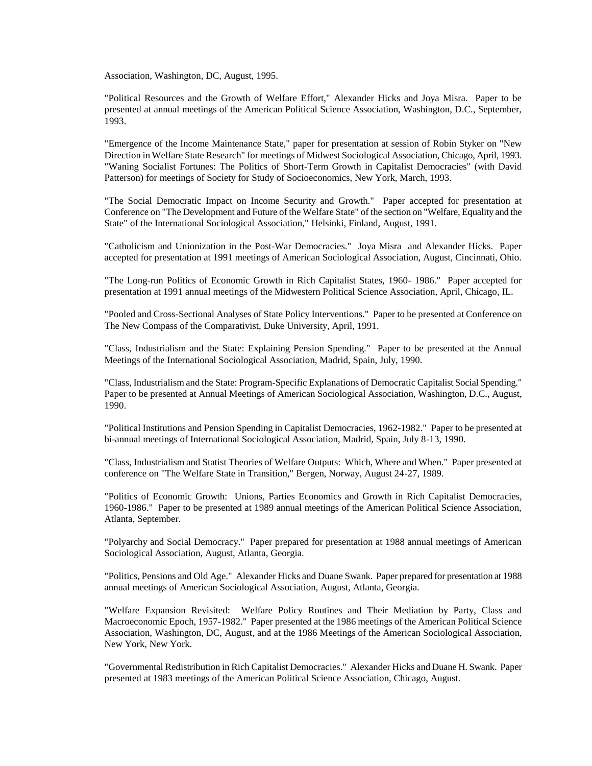Association, Washington, DC, August, 1995.

"Political Resources and the Growth of Welfare Effort," Alexander Hicks and Joya Misra. Paper to be presented at annual meetings of the American Political Science Association, Washington, D.C., September, 1993.

"Emergence of the Income Maintenance State," paper for presentation at session of Robin Styker on "New Direction in Welfare State Research" for meetings of Midwest Sociological Association, Chicago, April, 1993. "Waning Socialist Fortunes: The Politics of Short-Term Growth in Capitalist Democracies" (with David Patterson) for meetings of Society for Study of Socioeconomics, New York, March, 1993.

"The Social Democratic Impact on Income Security and Growth." Paper accepted for presentation at Conference on "The Development and Future of the Welfare State" of the section on "Welfare, Equality and the State" of the International Sociological Association," Helsinki, Finland, August, 1991.

"Catholicism and Unionization in the Post-War Democracies." Joya Misra and Alexander Hicks. Paper accepted for presentation at 1991 meetings of American Sociological Association, August, Cincinnati, Ohio.

"The Long-run Politics of Economic Growth in Rich Capitalist States, 1960- 1986." Paper accepted for presentation at 1991 annual meetings of the Midwestern Political Science Association, April, Chicago, IL.

"Pooled and Cross-Sectional Analyses of State Policy Interventions." Paper to be presented at Conference on The New Compass of the Comparativist, Duke University, April, 1991.

"Class, Industrialism and the State: Explaining Pension Spending." Paper to be presented at the Annual Meetings of the International Sociological Association, Madrid, Spain, July, 1990.

"Class, Industrialism and the State: Program-Specific Explanations of Democratic Capitalist Social Spending." Paper to be presented at Annual Meetings of American Sociological Association, Washington, D.C., August, 1990.

"Political Institutions and Pension Spending in Capitalist Democracies, 1962-1982." Paper to be presented at bi-annual meetings of International Sociological Association, Madrid, Spain, July 8-13, 1990.

"Class, Industrialism and Statist Theories of Welfare Outputs: Which, Where and When." Paper presented at conference on "The Welfare State in Transition," Bergen, Norway, August 24-27, 1989.

"Politics of Economic Growth: Unions, Parties Economics and Growth in Rich Capitalist Democracies, 1960-1986." Paper to be presented at 1989 annual meetings of the American Political Science Association, Atlanta, September.

"Polyarchy and Social Democracy." Paper prepared for presentation at 1988 annual meetings of American Sociological Association, August, Atlanta, Georgia.

"Politics, Pensions and Old Age." Alexander Hicks and Duane Swank. Paper prepared for presentation at 1988 annual meetings of American Sociological Association, August, Atlanta, Georgia.

"Welfare Expansion Revisited: Welfare Policy Routines and Their Mediation by Party, Class and Macroeconomic Epoch, 1957-1982." Paper presented at the 1986 meetings of the American Political Science Association, Washington, DC, August, and at the 1986 Meetings of the American Sociological Association, New York, New York.

"Governmental Redistribution in Rich Capitalist Democracies." Alexander Hicks and Duane H. Swank. Paper presented at 1983 meetings of the American Political Science Association, Chicago, August.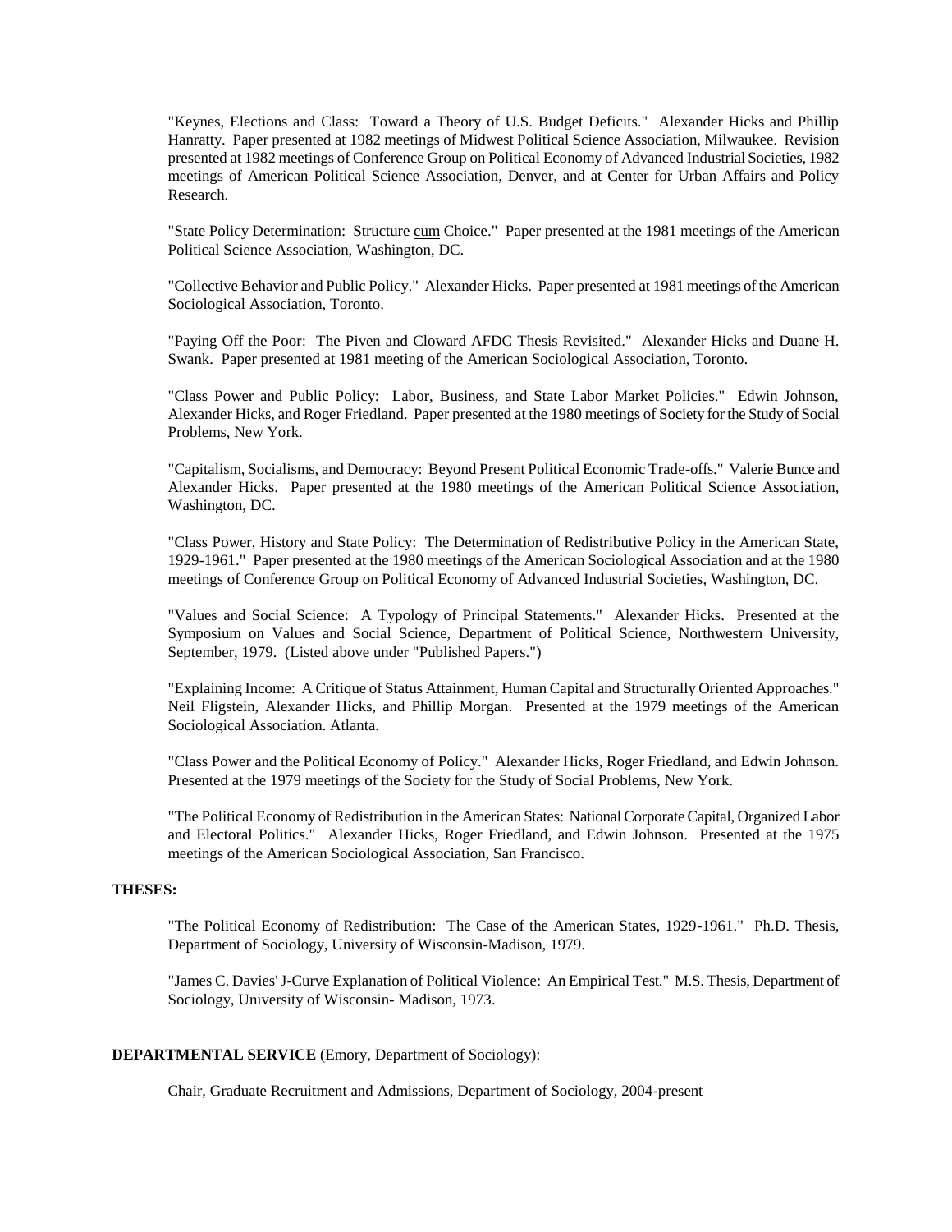"Keynes, Elections and Class: Toward a Theory of U.S. Budget Deficits." Alexander Hicks and Phillip Hanratty. Paper presented at 1982 meetings of Midwest Political Science Association, Milwaukee. Revision presented at 1982 meetings of Conference Group on Political Economy of Advanced Industrial Societies, 1982 meetings of American Political Science Association, Denver, and at Center for Urban Affairs and Policy Research.

"State Policy Determination: Structure cum Choice." Paper presented at the 1981 meetings of the American Political Science Association, Washington, DC.

"Collective Behavior and Public Policy." Alexander Hicks. Paper presented at 1981 meetings of the American Sociological Association, Toronto.

"Paying Off the Poor: The Piven and Cloward AFDC Thesis Revisited." Alexander Hicks and Duane H. Swank. Paper presented at 1981 meeting of the American Sociological Association, Toronto.

"Class Power and Public Policy: Labor, Business, and State Labor Market Policies." Edwin Johnson, Alexander Hicks, and Roger Friedland. Paper presented at the 1980 meetings of Society for the Study of Social Problems, New York.

"Capitalism, Socialisms, and Democracy: Beyond Present Political Economic Trade-offs." Valerie Bunce and Alexander Hicks. Paper presented at the 1980 meetings of the American Political Science Association, Washington, DC.

"Class Power, History and State Policy: The Determination of Redistributive Policy in the American State, 1929-1961." Paper presented at the 1980 meetings of the American Sociological Association and at the 1980 meetings of Conference Group on Political Economy of Advanced Industrial Societies, Washington, DC.

"Values and Social Science: A Typology of Principal Statements." Alexander Hicks. Presented at the Symposium on Values and Social Science, Department of Political Science, Northwestern University, September, 1979. (Listed above under "Published Papers.")

"Explaining Income: A Critique of Status Attainment, Human Capital and Structurally Oriented Approaches." Neil Fligstein, Alexander Hicks, and Phillip Morgan. Presented at the 1979 meetings of the American Sociological Association. Atlanta.

"Class Power and the Political Economy of Policy." Alexander Hicks, Roger Friedland, and Edwin Johnson. Presented at the 1979 meetings of the Society for the Study of Social Problems, New York.

"The Political Economy of Redistribution in the American States: National Corporate Capital, Organized Labor and Electoral Politics." Alexander Hicks, Roger Friedland, and Edwin Johnson. Presented at the 1975 meetings of the American Sociological Association, San Francisco.

**THESES:**

"The Political Economy of Redistribution: The Case of the American States, 1929-1961." Ph.D. Thesis, Department of Sociology, University of Wisconsin-Madison, 1979.

"James C. Davies' J-Curve Explanation of Political Violence: An Empirical Test." M.S. Thesis, Department of Sociology, University of Wisconsin- Madison, 1973.

**DEPARTMENTAL SERVICE** (Emory, Department of Sociology):

Chair, Graduate Recruitment and Admissions, Department of Sociology, 2004-present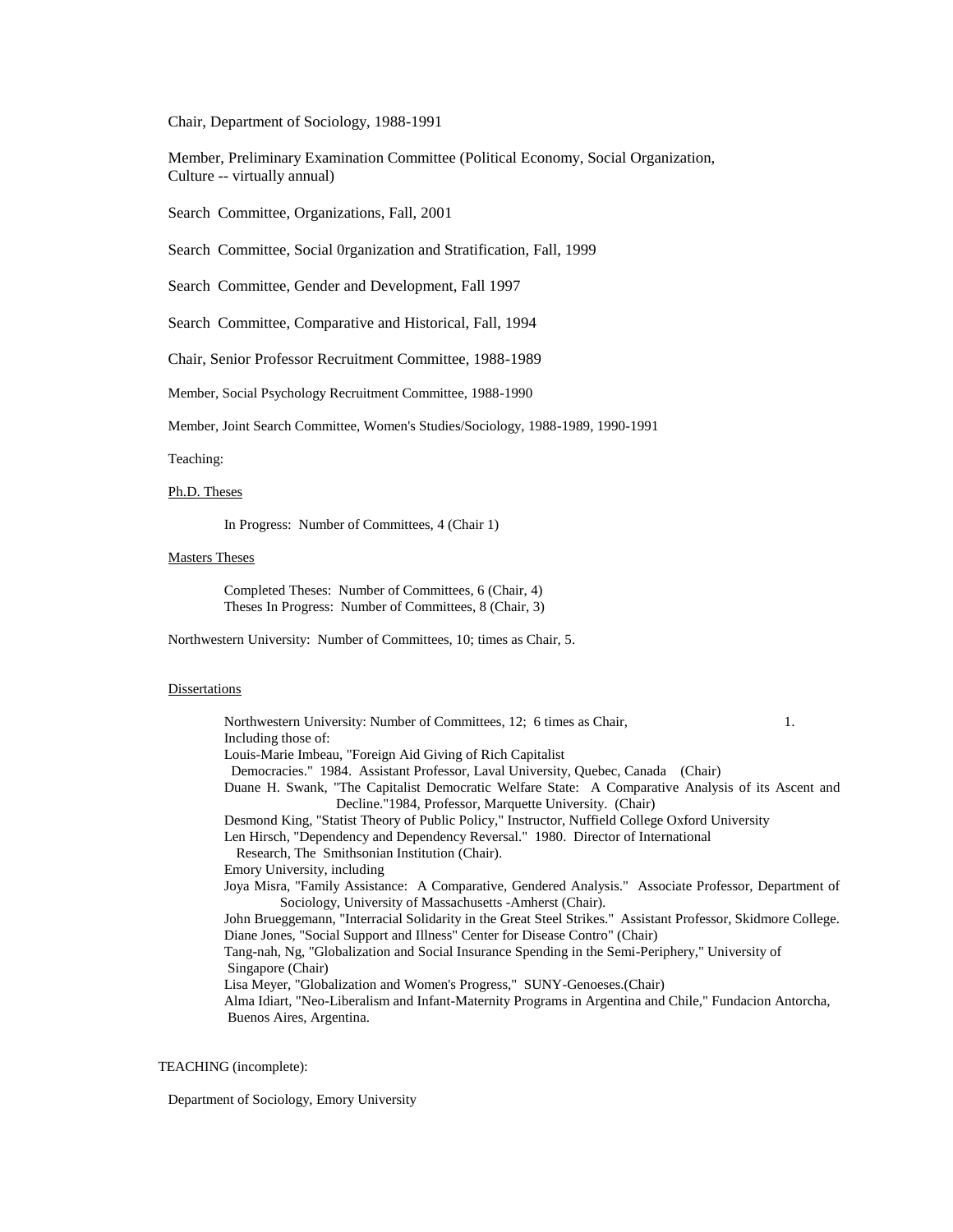Chair, Department of Sociology, 1988-1991

Member, Preliminary Examination Committee (Political Economy, Social Organization, Culture -- virtually annual)

Search Committee, Organizations, Fall, 2001

Search Committee, Social 0rganization and Stratification, Fall, 1999

Search Committee, Gender and Development, Fall 1997

Search Committee, Comparative and Historical, Fall, 1994

Chair, Senior Professor Recruitment Committee, 1988-1989

Member, Social Psychology Recruitment Committee, 1988-1990

Member, Joint Search Committee, Women's Studies/Sociology, 1988-1989, 1990-1991

Teaching:

<u>Ph.D. Theses</u>

In Progress: Number of Committees, 4 (Chair 1)

<u>Masters Theses</u>

Completed Theses: Number of Committees, 6 (Chair, 4)
Theses In Progress: Number of Committees, 8 (Chair, 3)

Northwestern University: Number of Committees, 10; times as Chair, 5.

<u>Dissertations</u>

Northwestern University: Number of Committees, 12; 6 times as Chair, 1.
Including those of:
Louis-Marie Imbeau, "Foreign Aid Giving of Rich Capitalist Democracies." 1984. Assistant Professor, Laval University, Quebec, Canada (Chair)
Duane H. Swank, "The Capitalist Democratic Welfare State: A Comparative Analysis of its Ascent and Decline."1984, Professor, Marquette University. (Chair)
Desmond King, "Statist Theory of Public Policy," Instructor, Nuffield College Oxford University
Len Hirsch, "Dependency and Dependency Reversal." 1980. Director of International Research, The Smithsonian Institution (Chair).
Emory University, including
Joya Misra, "Family Assistance: A Comparative, Gendered Analysis." Associate Professor, Department of Sociology, University of Massachusetts -Amherst (Chair).
John Brueggemann, "Interracial Solidarity in the Great Steel Strikes." Assistant Professor, Skidmore College.
Diane Jones, "Social Support and Illness" Center for Disease Contro" (Chair)
Tang-nah, Ng, "Globalization and Social Insurance Spending in the Semi-Periphery," University of Singapore (Chair)
Lisa Meyer, "Globalization and Women's Progress," SUNY-Genoeses.(Chair)
Alma Idiart, "Neo-Liberalism and Infant-Maternity Programs in Argentina and Chile," Fundacion Antorcha, Buenos Aires, Argentina.

TEACHING (incomplete):

Department of Sociology, Emory University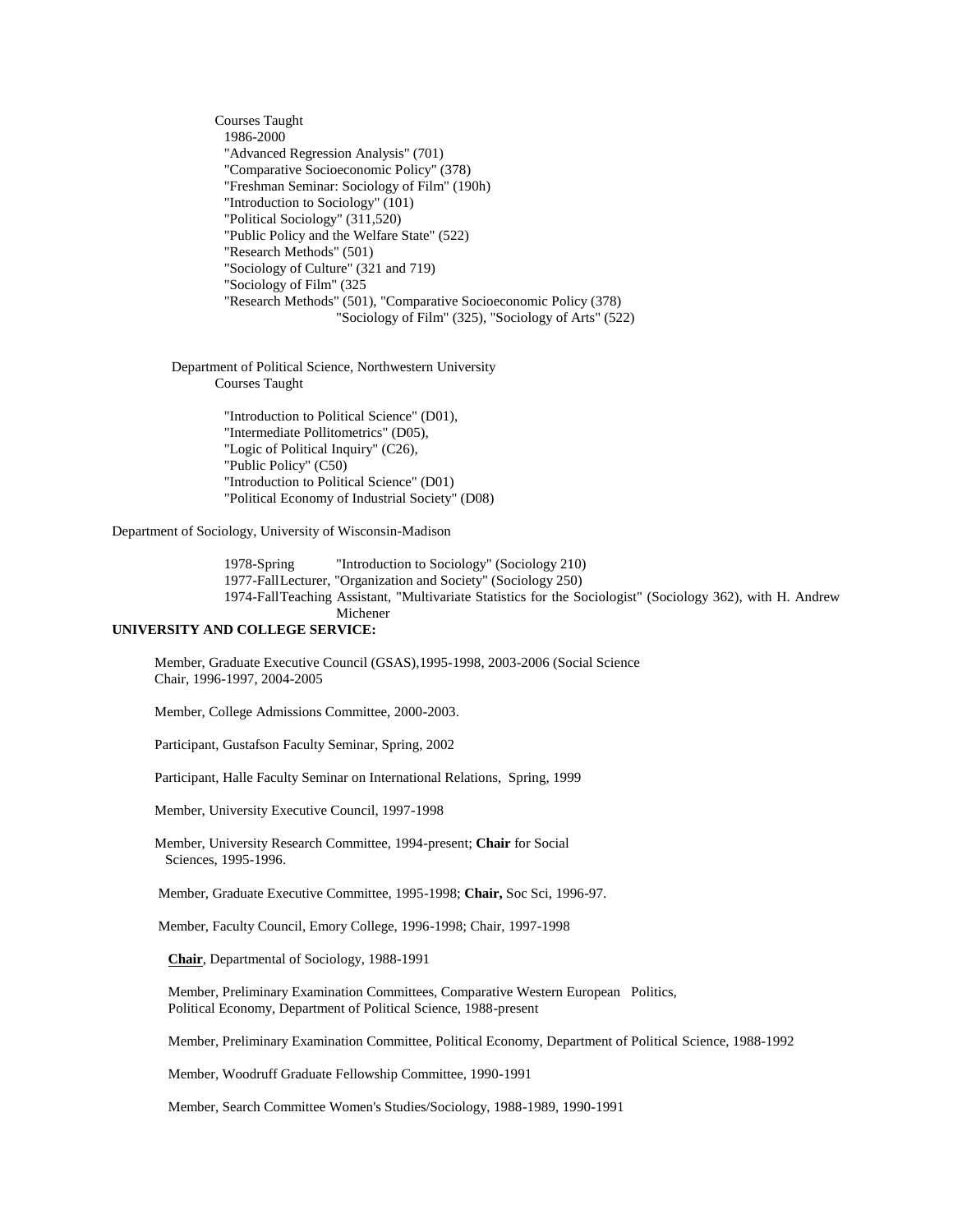Courses Taught

1986-2000

"Advanced Regression Analysis" (701)
"Comparative Socioeconomic Policy" (378)
"Freshman Seminar: Sociology of Film" (190h)
"Introduction to Sociology" (101)
"Political Sociology" (311,520)
"Public Policy and the Welfare State" (522)
"Research Methods" (501)
"Sociology of Culture" (321 and 719)
"Sociology of Film" (325
"Research Methods" (501), "Comparative Socioeconomic Policy (378)
"Sociology of Film" (325), "Sociology of Arts" (522)

Department of Political Science, Northwestern University

Courses Taught

"Introduction to Political Science" (D01),
"Intermediate Pollitometrics" (D05),
"Logic of Political Inquiry" (C26),
"Public Policy" (C50)
"Introduction to Political Science" (D01)
"Political Economy of Industrial Society" (D08)

Department of Sociology, University of Wisconsin-Madison

1978-Spring "Introduction to Sociology" (Sociology 210)
1977-Fall Lecturer, "Organization and Society" (Sociology 250)
1974-Fall Teaching Assistant, "Multivariate Statistics for the Sociologist" (Sociology 362), with H. Andrew Michener

**UNIVERSITY AND COLLEGE SERVICE:**

Member, Graduate Executive Council (GSAS),1995-1998, 2003-2006 (Social Science Chair, 1996-1997, 2004-2005

Member, College Admissions Committee, 2000-2003.

Participant, Gustafson Faculty Seminar, Spring, 2002

Participant, Halle Faculty Seminar on International Relations, Spring, 1999

Member, University Executive Council, 1997-1998

Member, University Research Committee, 1994-present; **Chair** for Social Sciences, 1995-1996.

Member, Graduate Executive Committee, 1995-1998; **Chair,** Soc Sci, 1996-97.

Member, Faculty Council, Emory College, 1996-1998; Chair, 1997-1998

**Chair**, Departmental of Sociology, 1988-1991

Member, Preliminary Examination Committees, Comparative Western European Politics, Political Economy, Department of Political Science, 1988-present

Member, Preliminary Examination Committee, Political Economy, Department of Political Science, 1988-1992

Member, Woodruff Graduate Fellowship Committee, 1990-1991

Member, Search Committee Women's Studies/Sociology, 1988-1989, 1990-1991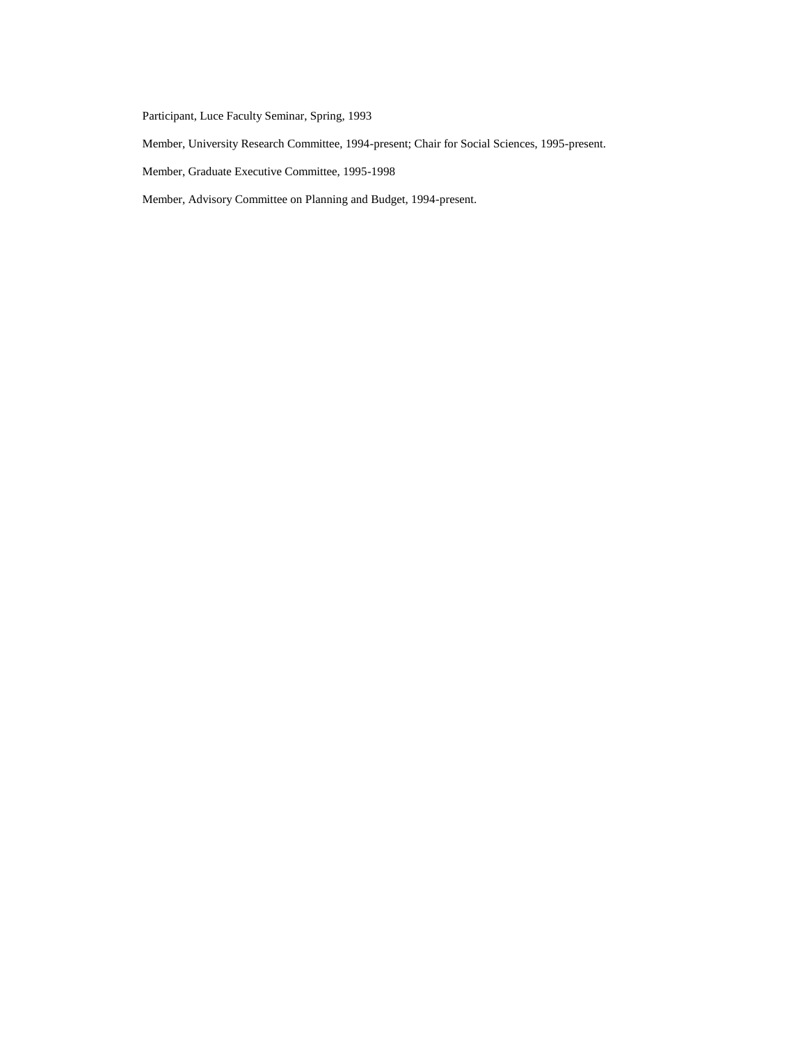Participant, Luce Faculty Seminar, Spring, 1993

Member, University Research Committee, 1994-present; Chair for Social Sciences, 1995-present.

Member, Graduate Executive Committee, 1995-1998

Member, Advisory Committee on Planning and Budget, 1994-present.